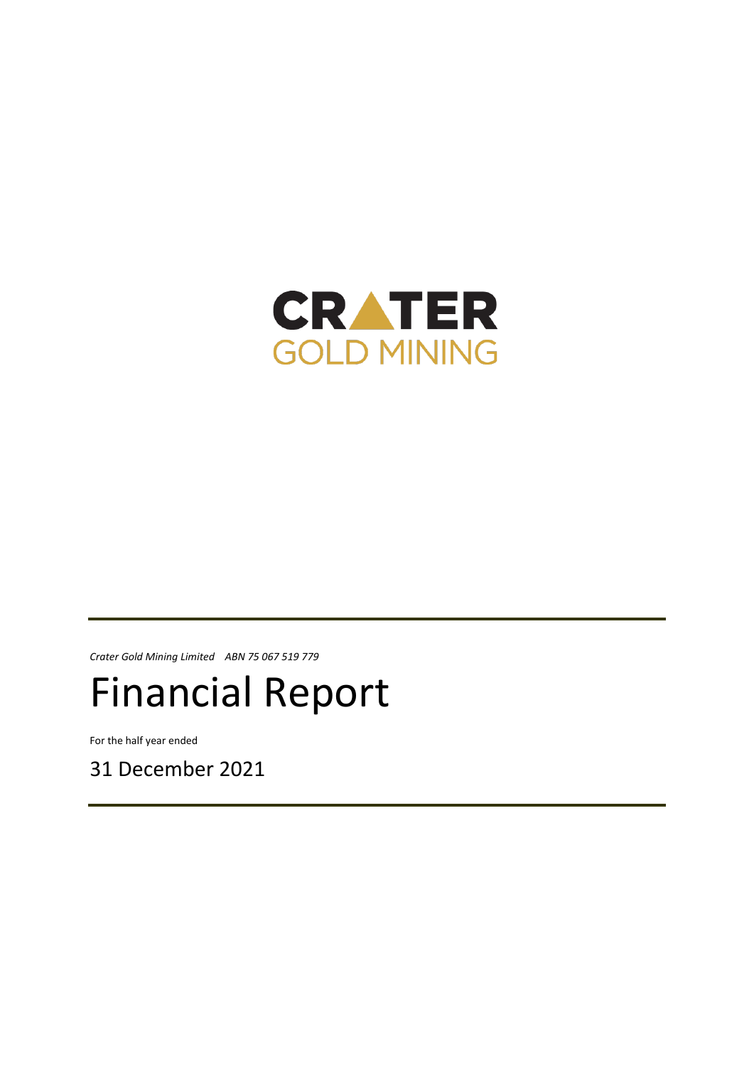CRATER
GOLD MINING

*Crater Gold Mining Limited    ABN 75 067 519 779*

# Financial Report

For the half year ended

## 31 December 2021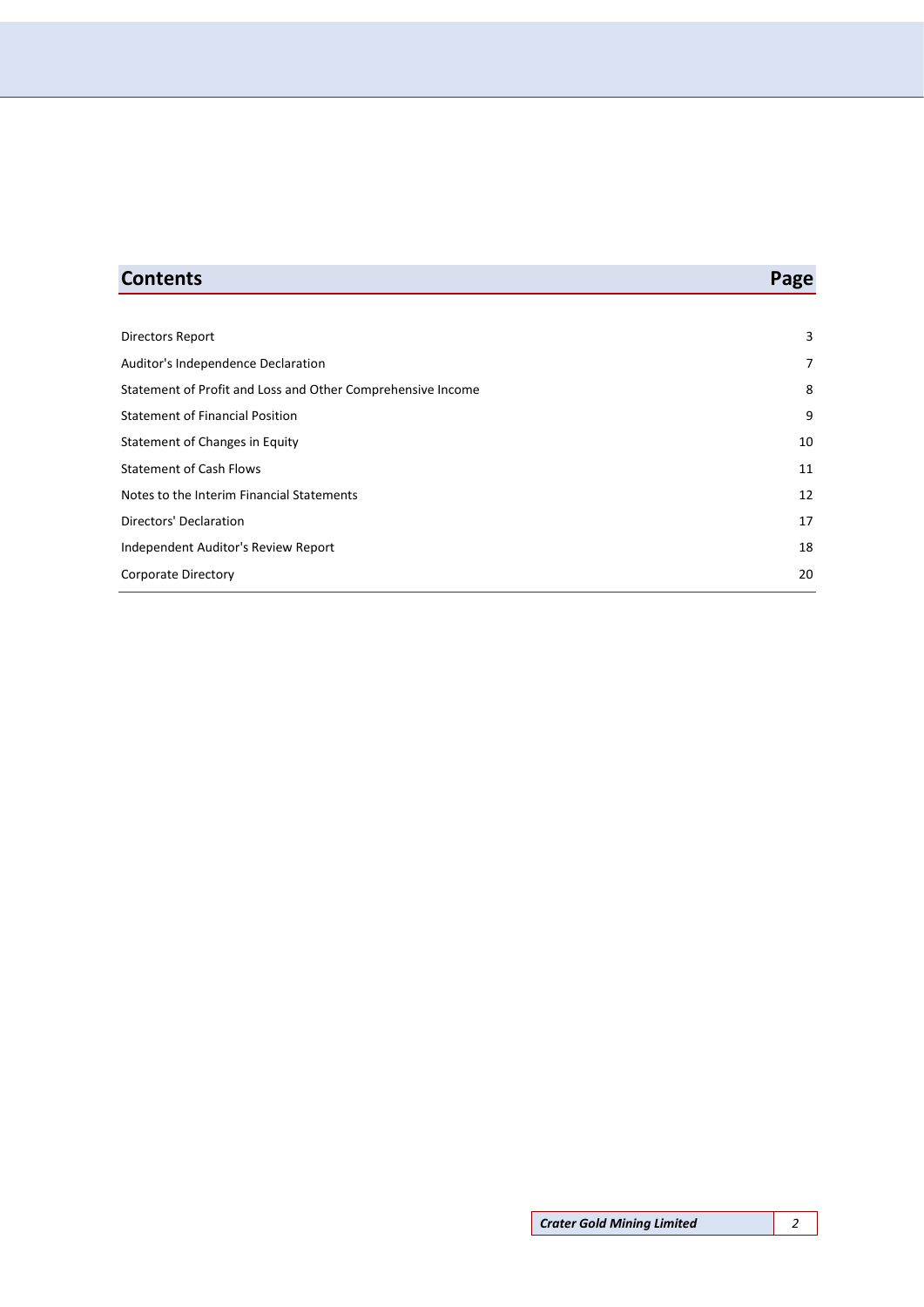| Contents | Page |
|---|---|
| Directors Report | 3 |
| Auditor's Independence Declaration | 7 |
| Statement of Profit and Loss and Other Comprehensive Income | 8 |
| Statement of Financial Position | 9 |
| Statement of Changes in Equity | 10 |
| Statement of Cash Flows | 11 |
| Notes to the Interim Financial Statements | 12 |
| Directors' Declaration | 17 |
| Independent Auditor's Review Report | 18 |
| Corporate Directory | 20 |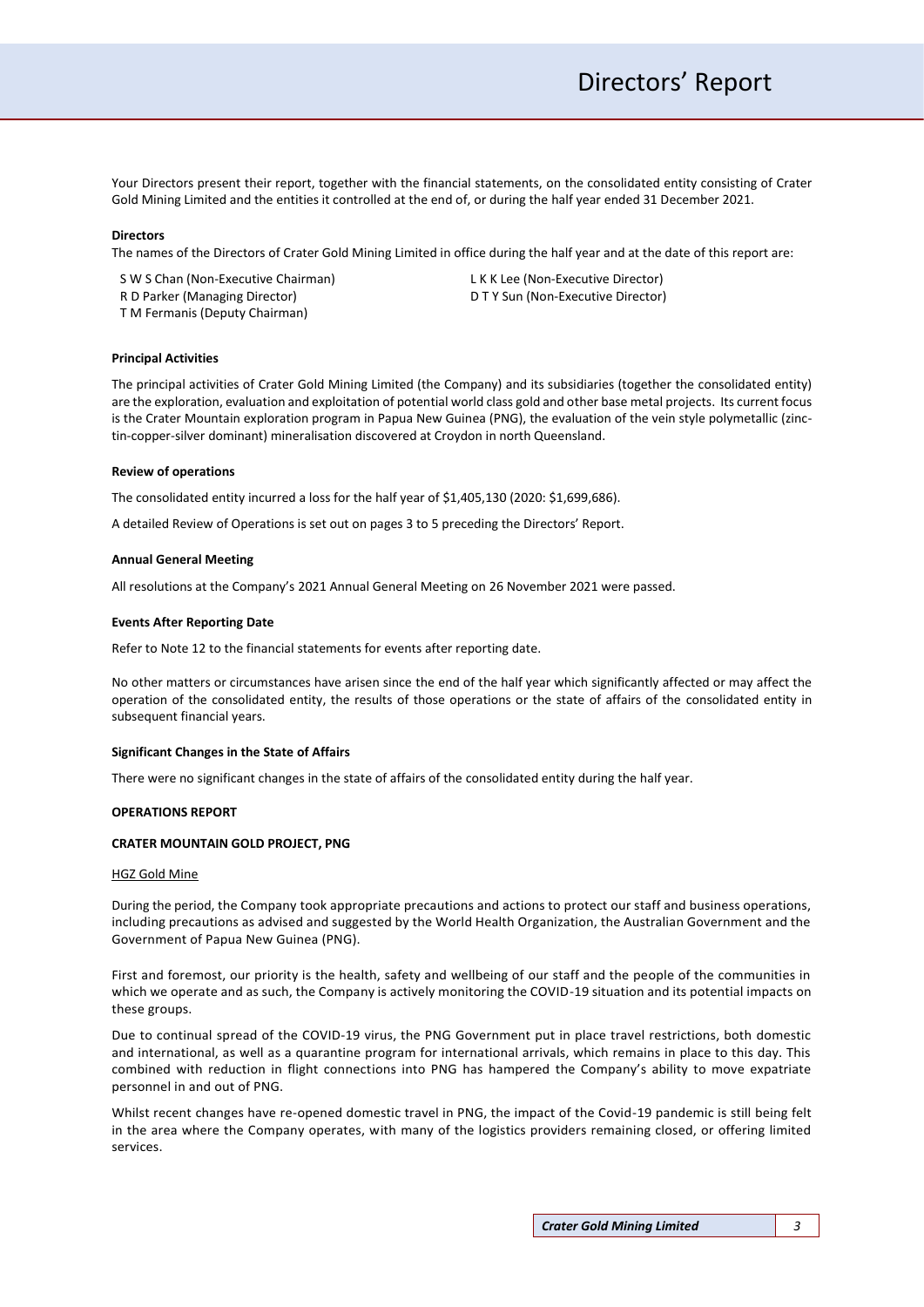# Directors' Report

Your Directors present their report, together with the financial statements, on the consolidated entity consisting of Crater Gold Mining Limited and the entities it controlled at the end of, or during the half year ended 31 December 2021.

**Directors**

The names of the Directors of Crater Gold Mining Limited in office during the half year and at the date of this report are:

S W S Chan (Non-Executive Chairman)
R D Parker (Managing Director)
T M Fermanis (Deputy Chairman)
L K K Lee (Non-Executive Director)
D T Y Sun (Non-Executive Director)

**Principal Activities**

The principal activities of Crater Gold Mining Limited (the Company) and its subsidiaries (together the consolidated entity) are the exploration, evaluation and exploitation of potential world class gold and other base metal projects. Its current focus is the Crater Mountain exploration program in Papua New Guinea (PNG), the evaluation of the vein style polymetallic (zinc-tin-copper-silver dominant) mineralisation discovered at Croydon in north Queensland.

**Review of operations**

The consolidated entity incurred a loss for the half year of $1,405,130 (2020: $1,699,686).

A detailed Review of Operations is set out on pages 3 to 5 preceding the Directors' Report.

**Annual General Meeting**

All resolutions at the Company's 2021 Annual General Meeting on 26 November 2021 were passed.

**Events After Reporting Date**

Refer to Note 12 to the financial statements for events after reporting date.

No other matters or circumstances have arisen since the end of the half year which significantly affected or may affect the operation of the consolidated entity, the results of those operations or the state of affairs of the consolidated entity in subsequent financial years.

**Significant Changes in the State of Affairs**

There were no significant changes in the state of affairs of the consolidated entity during the half year.

**OPERATIONS REPORT**

**CRATER MOUNTAIN GOLD PROJECT, PNG**

HGZ Gold Mine

During the period, the Company took appropriate precautions and actions to protect our staff and business operations, including precautions as advised and suggested by the World Health Organization, the Australian Government and the Government of Papua New Guinea (PNG).

First and foremost, our priority is the health, safety and wellbeing of our staff and the people of the communities in which we operate and as such, the Company is actively monitoring the COVID-19 situation and its potential impacts on these groups.

Due to continual spread of the COVID-19 virus, the PNG Government put in place travel restrictions, both domestic and international, as well as a quarantine program for international arrivals, which remains in place to this day. This combined with reduction in flight connections into PNG has hampered the Company's ability to move expatriate personnel in and out of PNG.

Whilst recent changes have re-opened domestic travel in PNG, the impact of the Covid-19 pandemic is still being felt in the area where the Company operates, with many of the logistics providers remaining closed, or offering limited services.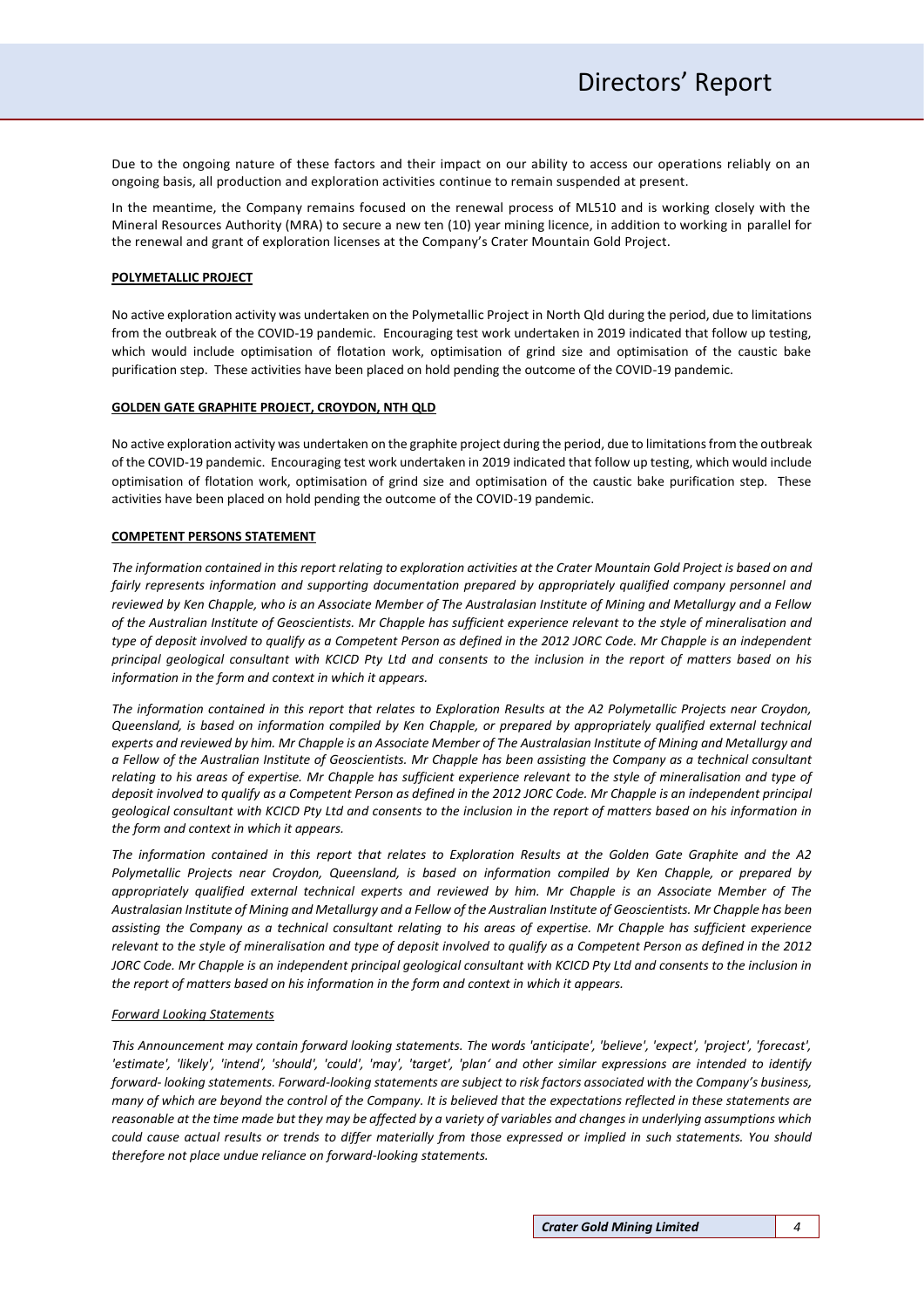Due to the ongoing nature of these factors and their impact on our ability to access our operations reliably on an ongoing basis, all production and exploration activities continue to remain suspended at present.

In the meantime, the Company remains focused on the renewal process of ML510 and is working closely with the Mineral Resources Authority (MRA) to secure a new ten (10) year mining licence, in addition to working in parallel for the renewal and grant of exploration licenses at the Company's Crater Mountain Gold Project.

**POLYMETALLIC PROJECT**

No active exploration activity was undertaken on the Polymetallic Project in North Qld during the period, due to limitations from the outbreak of the COVID-19 pandemic. Encouraging test work undertaken in 2019 indicated that follow up testing, which would include optimisation of flotation work, optimisation of grind size and optimisation of the caustic bake purification step. These activities have been placed on hold pending the outcome of the COVID-19 pandemic.

**GOLDEN GATE GRAPHITE PROJECT, CROYDON, NTH QLD**

No active exploration activity was undertaken on the graphite project during the period, due to limitations from the outbreak of the COVID-19 pandemic. Encouraging test work undertaken in 2019 indicated that follow up testing, which would include optimisation of flotation work, optimisation of grind size and optimisation of the caustic bake purification step. These activities have been placed on hold pending the outcome of the COVID-19 pandemic.

**COMPETENT PERSONS STATEMENT**

*The information contained in this report relating to exploration activities at the Crater Mountain Gold Project is based on and fairly represents information and supporting documentation prepared by appropriately qualified company personnel and reviewed by Ken Chapple, who is an Associate Member of The Australasian Institute of Mining and Metallurgy and a Fellow of the Australian Institute of Geoscientists. Mr Chapple has sufficient experience relevant to the style of mineralisation and type of deposit involved to qualify as a Competent Person as defined in the 2012 JORC Code. Mr Chapple is an independent principal geological consultant with KCICD Pty Ltd and consents to the inclusion in the report of matters based on his information in the form and context in which it appears.*

*The information contained in this report that relates to Exploration Results at the A2 Polymetallic Projects near Croydon, Queensland, is based on information compiled by Ken Chapple, or prepared by appropriately qualified external technical experts and reviewed by him. Mr Chapple is an Associate Member of The Australasian Institute of Mining and Metallurgy and a Fellow of the Australian Institute of Geoscientists. Mr Chapple has been assisting the Company as a technical consultant relating to his areas of expertise. Mr Chapple has sufficient experience relevant to the style of mineralisation and type of deposit involved to qualify as a Competent Person as defined in the 2012 JORC Code. Mr Chapple is an independent principal geological consultant with KCICD Pty Ltd and consents to the inclusion in the report of matters based on his information in the form and context in which it appears.*

*The information contained in this report that relates to Exploration Results at the Golden Gate Graphite and the A2 Polymetallic Projects near Croydon, Queensland, is based on information compiled by Ken Chapple, or prepared by appropriately qualified external technical experts and reviewed by him. Mr Chapple is an Associate Member of The Australasian Institute of Mining and Metallurgy and a Fellow of the Australian Institute of Geoscientists. Mr Chapple has been assisting the Company as a technical consultant relating to his areas of expertise. Mr Chapple has sufficient experience relevant to the style of mineralisation and type of deposit involved to qualify as a Competent Person as defined in the 2012 JORC Code. Mr Chapple is an independent principal geological consultant with KCICD Pty Ltd and consents to the inclusion in the report of matters based on his information in the form and context in which it appears.*

*Forward Looking Statements*

*This Announcement may contain forward looking statements. The words 'anticipate', 'believe', 'expect', 'project', 'forecast', 'estimate', 'likely', 'intend', 'should', 'could', 'may', 'target', 'plan' and other similar expressions are intended to identify forward- looking statements. Forward-looking statements are subject to risk factors associated with the Company's business, many of which are beyond the control of the Company. It is believed that the expectations reflected in these statements are reasonable at the time made but they may be affected by a variety of variables and changes in underlying assumptions which could cause actual results or trends to differ materially from those expressed or implied in such statements. You should therefore not place undue reliance on forward-looking statements.*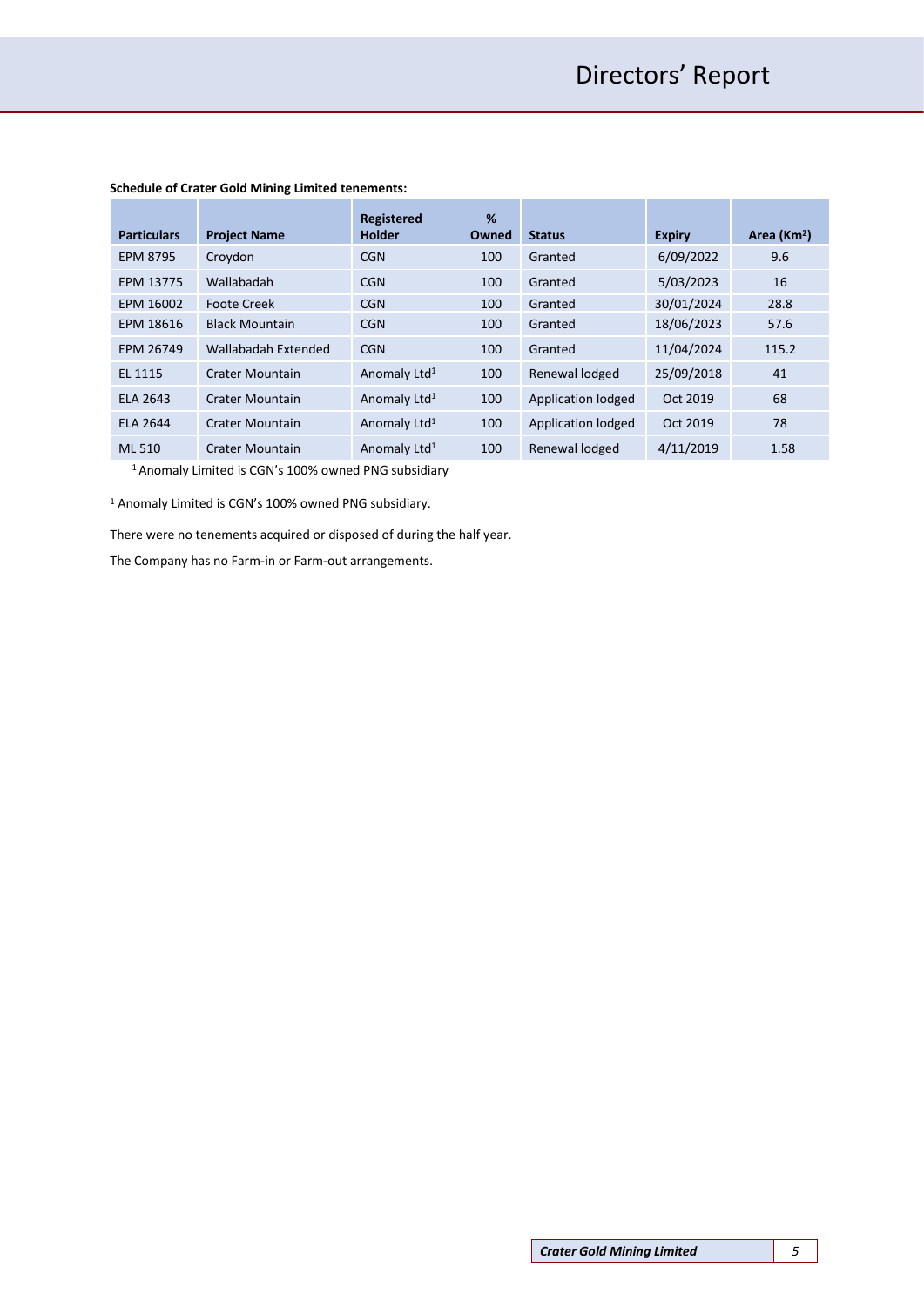**Schedule of Crater Gold Mining Limited tenements:**

| Particulars | Project Name | Registered Holder | % Owned | Status | Expiry | Area (Km$^2$) |
|---|---|---|---|---|---|---|
| EPM 8795 | Croydon | CGN | 100 | Granted | 6/09/2022 | 9.6 |
| EPM 13775 | Wallabadah | CGN | 100 | Granted | 5/03/2023 | 16 |
| EPM 16002 | Foote Creek | CGN | 100 | Granted | 30/01/2024 | 28.8 |
| EPM 18616 | Black Mountain | CGN | 100 | Granted | 18/06/2023 | 57.6 |
| EPM 26749 | Wallabadah Extended | CGN | 100 | Granted | 11/04/2024 | 115.2 |
| EL 1115 | Crater Mountain | Anomaly Ltd[1] | 100 | Renewal lodged | 25/09/2018 | 41 |
| ELA 2643 | Crater Mountain | Anomaly Ltd[1] | 100 | Application lodged | Oct 2019 | 68 |
| ELA 2644 | Crater Mountain | Anomaly Ltd[1] | 100 | Application lodged | Oct 2019 | 78 |
| ML 510 | Crater Mountain | Anomaly Ltd[1] | 100 | Renewal lodged | 4/11/2019 | 1.58 |

[1] Anomaly Limited is CGN's 100% owned PNG subsidiary

[1] Anomaly Limited is CGN's 100% owned PNG subsidiary.

There were no tenements acquired or disposed of during the half year.

The Company has no Farm-in or Farm-out arrangements.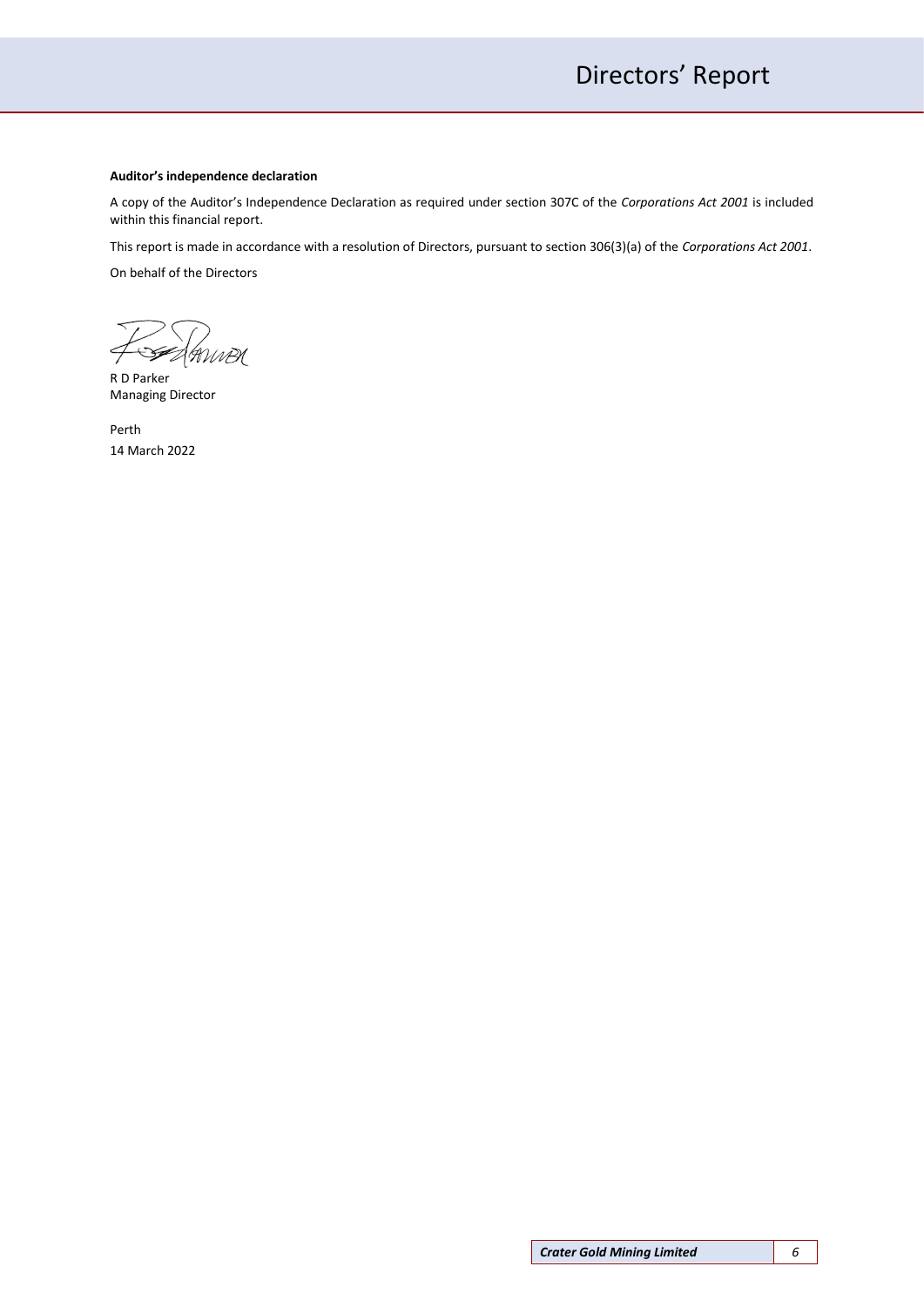**Auditor's independence declaration**

A copy of the Auditor's Independence Declaration as required under section 307C of the *Corporations Act 2001* is included within this financial report.

This report is made in accordance with a resolution of Directors, pursuant to section 306(3)(a) of the *Corporations Act 2001*.

On behalf of the Directors

R D Parker
Managing Director

Perth
14 March 2022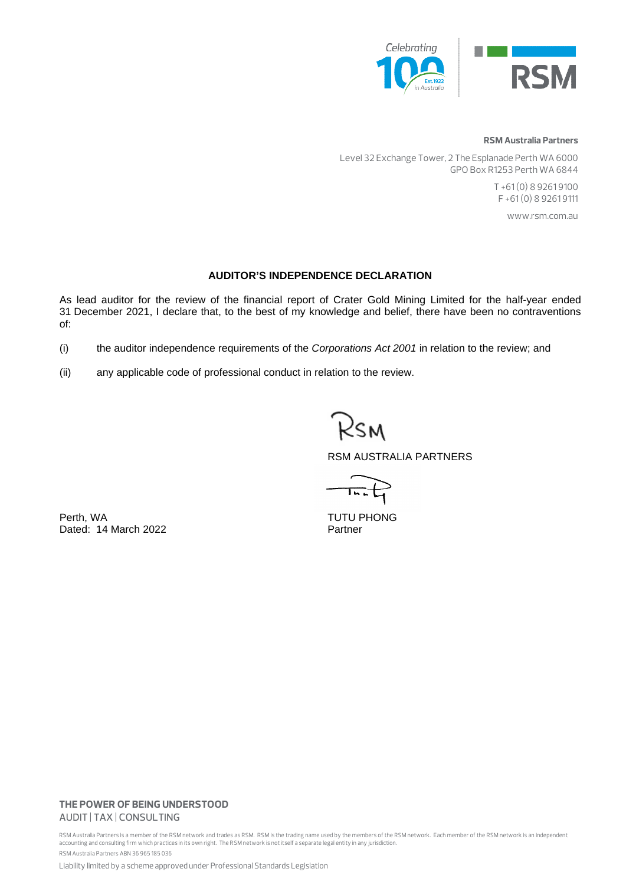**RSM Australia Partners**

Level 32 Exchange Tower, 2 The Esplanade Perth WA 6000
GPO Box R1253 Perth WA 6844

T +61 (0) 8 9261 9100
F +61 (0) 8 9261 9111

www.rsm.com.au

## AUDITOR'S INDEPENDENCE DECLARATION

As lead auditor for the review of the financial report of Crater Gold Mining Limited for the half-year ended 31 December 2021, I declare that, to the best of my knowledge and belief, there have been no contraventions of:

(i) the auditor independence requirements of the *Corporations Act 2001* in relation to the review; and

(ii) any applicable code of professional conduct in relation to the review.

RSM AUSTRALIA PARTNERS

TUTU PHONG
Partner

Perth, WA
Dated: 14 March 2022

**THE POWER OF BEING UNDERSTOOD**
AUDIT | TAX | CONSULTING

RSM Australia Partners is a member of the RSM network and trades as RSM. RSM is the trading name used by the members of the RSM network. Each member of the RSM network is an independent accounting and consulting firm which practices in its own right. The RSM network is not itself a separate legal entity in any jurisdiction.

RSM Australia Partners ABN 36 965 185 036

Liability limited by a scheme approved under Professional Standards Legislation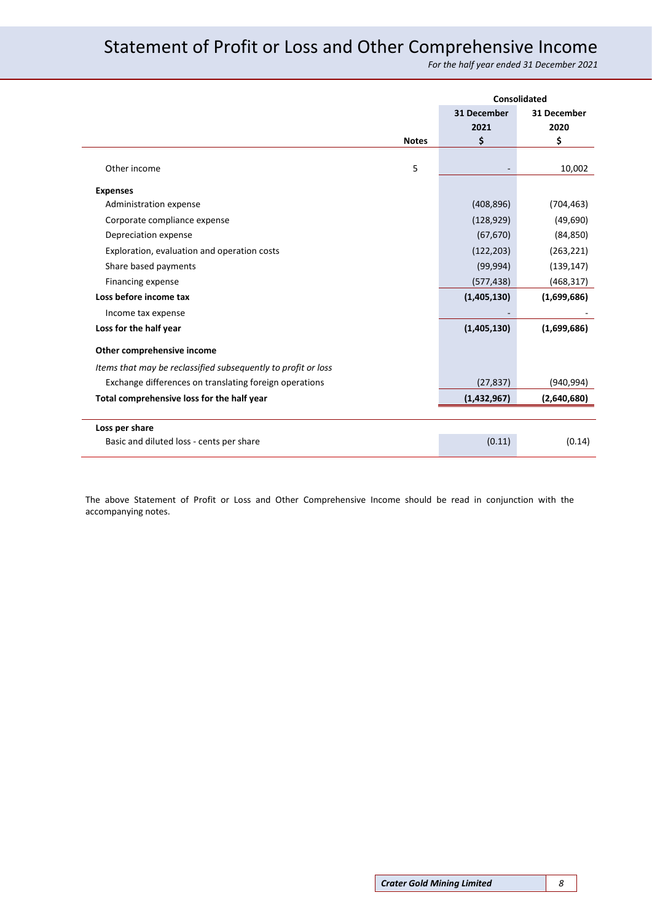# Statement of Profit or Loss and Other Comprehensive Income

*For the half year ended 31 December 2021*

| | Notes | Consolidated 31 December 2021 $ | 31 December 2020 $ |
|---|---|---|---|
| Other income | 5 | - | 10,002 |
| **Expenses** | | | |
| Administration expense | | (408,896) | (704,463) |
| Corporate compliance expense | | (128,929) | (49,690) |
| Depreciation expense | | (67,670) | (84,850) |
| Exploration, evaluation and operation costs | | (122,203) | (263,221) |
| Share based payments | | (99,994) | (139,147) |
| Financing expense | | (577,438) | (468,317) |
| **Loss before income tax** | | **(1,405,130)** | **(1,699,686)** |
| Income tax expense | | - | - |
| **Loss for the half year** | | **(1,405,130)** | **(1,699,686)** |
| **Other comprehensive income** | | | |
| *Items that may be reclassified subsequently to profit or loss* | | | |
| Exchange differences on translating foreign operations | | (27,837) | (940,994) |
| **Total comprehensive loss for the half year** | | **(1,432,967)** | **(2,640,680)** |
| **Loss per share** | | | |
| Basic and diluted loss - cents per share | | (0.11) | (0.14) |

The above Statement of Profit or Loss and Other Comprehensive Income should be read in conjunction with the accompanying notes.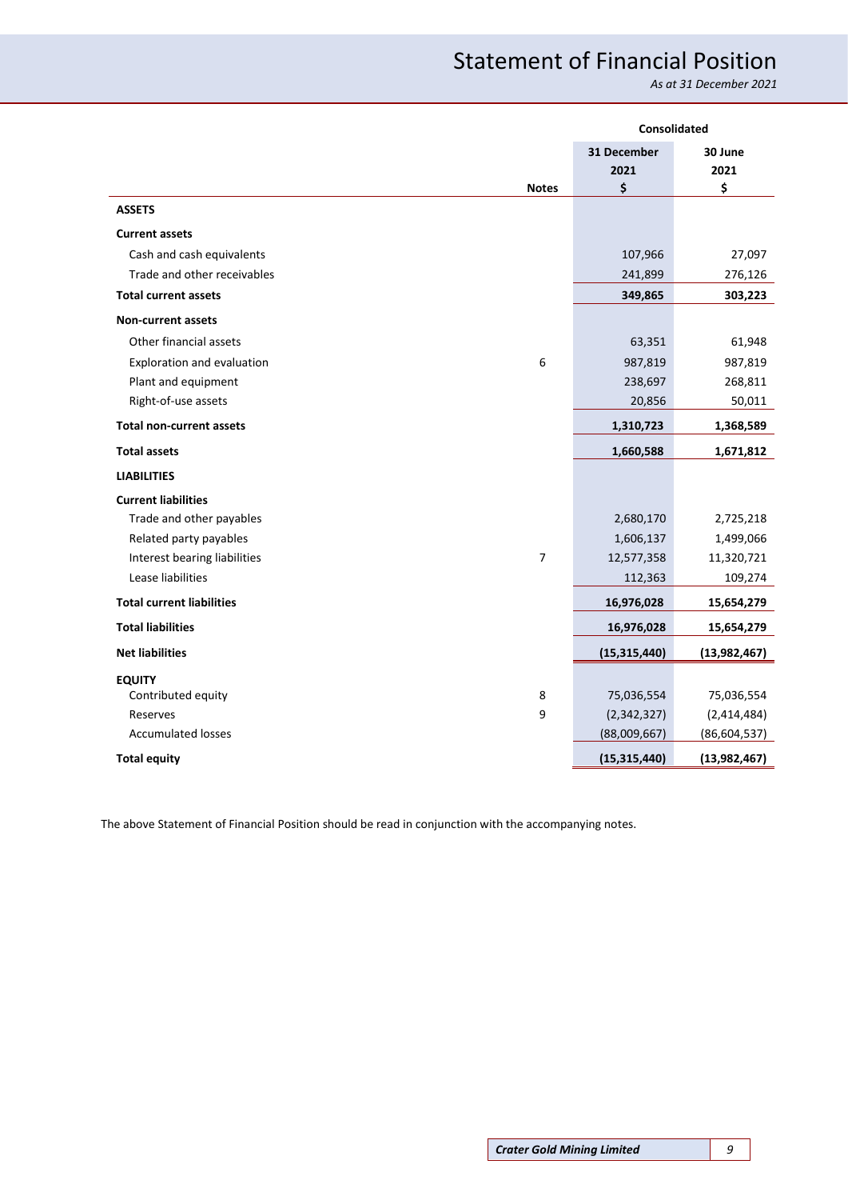# Statement of Financial Position

*As at 31 December 2021*

| | Notes | Consolidated | |
|---|---|---|---|
| | | 31 December 2021 $ | 30 June 2021 $ |
| **ASSETS** | | | |
| **Current assets** | | | |
| Cash and cash equivalents | | 107,966 | 27,097 |
| Trade and other receivables | | 241,899 | 276,126 |
| **Total current assets** | | **349,865** | **303,223** |
| **Non-current assets** | | | |
| Other financial assets | | 63,351 | 61,948 |
| Exploration and evaluation | 6 | 987,819 | 987,819 |
| Plant and equipment | | 238,697 | 268,811 |
| Right-of-use assets | | 20,856 | 50,011 |
| **Total non-current assets** | | **1,310,723** | **1,368,589** |
| **Total assets** | | **1,660,588** | **1,671,812** |
| **LIABILITIES** | | | |
| **Current liabilities** | | | |
| Trade and other payables | | 2,680,170 | 2,725,218 |
| Related party payables | | 1,606,137 | 1,499,066 |
| Interest bearing liabilities | 7 | 12,577,358 | 11,320,721 |
| Lease liabilities | | 112,363 | 109,274 |
| **Total current liabilities** | | **16,976,028** | **15,654,279** |
| **Total liabilities** | | **16,976,028** | **15,654,279** |
| **Net liabilities** | | **(15,315,440)** | **(13,982,467)** |
| **EQUITY** | | | |
| Contributed equity | 8 | 75,036,554 | 75,036,554 |
| Reserves | 9 | (2,342,327) | (2,414,484) |
| Accumulated losses | | (88,009,667) | (86,604,537) |
| **Total equity** | | **(15,315,440)** | **(13,982,467)** |

The above Statement of Financial Position should be read in conjunction with the accompanying notes.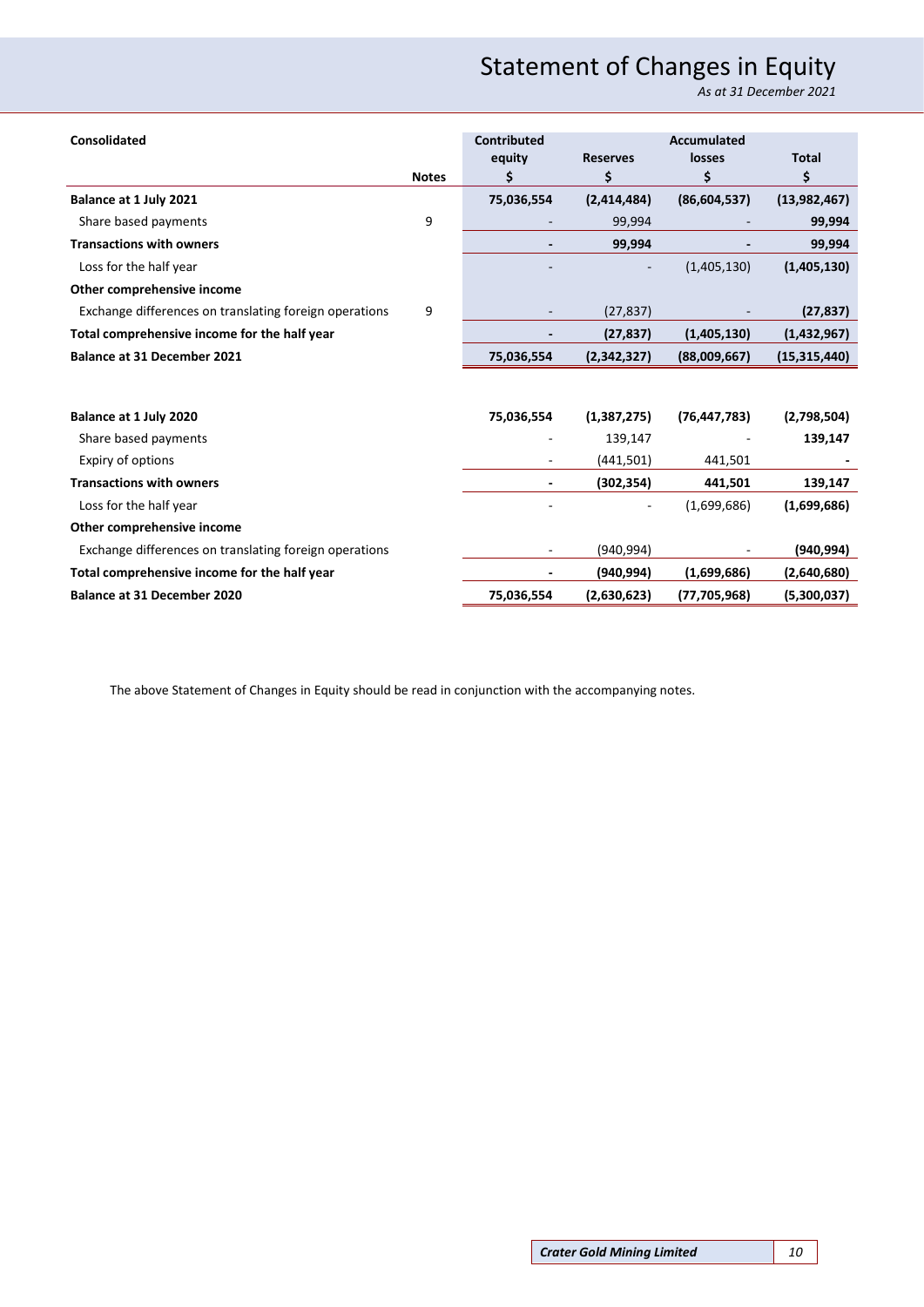# Statement of Changes in Equity

*As at 31 December 2021*

| Consolidated | Notes | Contributed equity $ | Reserves $ | Accumulated losses $ | Total $ |
|---|---|---|---|---|---|
| **Balance at 1 July 2021** | | **75,036,554** | **(2,414,484)** | **(86,604,537)** | **(13,982,467)** |
| Share based payments | 9 | - | 99,994 | - | **99,994** |
| **Transactions with owners** | | **-** | **99,994** | **-** | **99,994** |
| Loss for the half year | | - | - | (1,405,130) | **(1,405,130)** |
| **Other comprehensive income** | | | | | |
| Exchange differences on translating foreign operations | 9 | - | (27,837) | - | **(27,837)** |
| **Total comprehensive income for the half year** | | **-** | **(27,837)** | **(1,405,130)** | **(1,432,967)** |
| **Balance at 31 December 2021** | | **75,036,554** | **(2,342,327)** | **(88,009,667)** | **(15,315,440)** |
| | | | | | |
| **Balance at 1 July 2020** | | **75,036,554** | **(1,387,275)** | **(76,447,783)** | **(2,798,504)** |
| Share based payments | | - | 139,147 | - | **139,147** |
| Expiry of options | | - | (441,501) | 441,501 | **-** |
| **Transactions with owners** | | **-** | **(302,354)** | **441,501** | **139,147** |
| Loss for the half year | | - | - | (1,699,686) | **(1,699,686)** |
| **Other comprehensive income** | | | | | |
| Exchange differences on translating foreign operations | | - | (940,994) | - | **(940,994)** |
| **Total comprehensive income for the half year** | | **-** | **(940,994)** | **(1,699,686)** | **(2,640,680)** |
| **Balance at 31 December 2020** | | **75,036,554** | **(2,630,623)** | **(77,705,968)** | **(5,300,037)** |

The above Statement of Changes in Equity should be read in conjunction with the accompanying notes.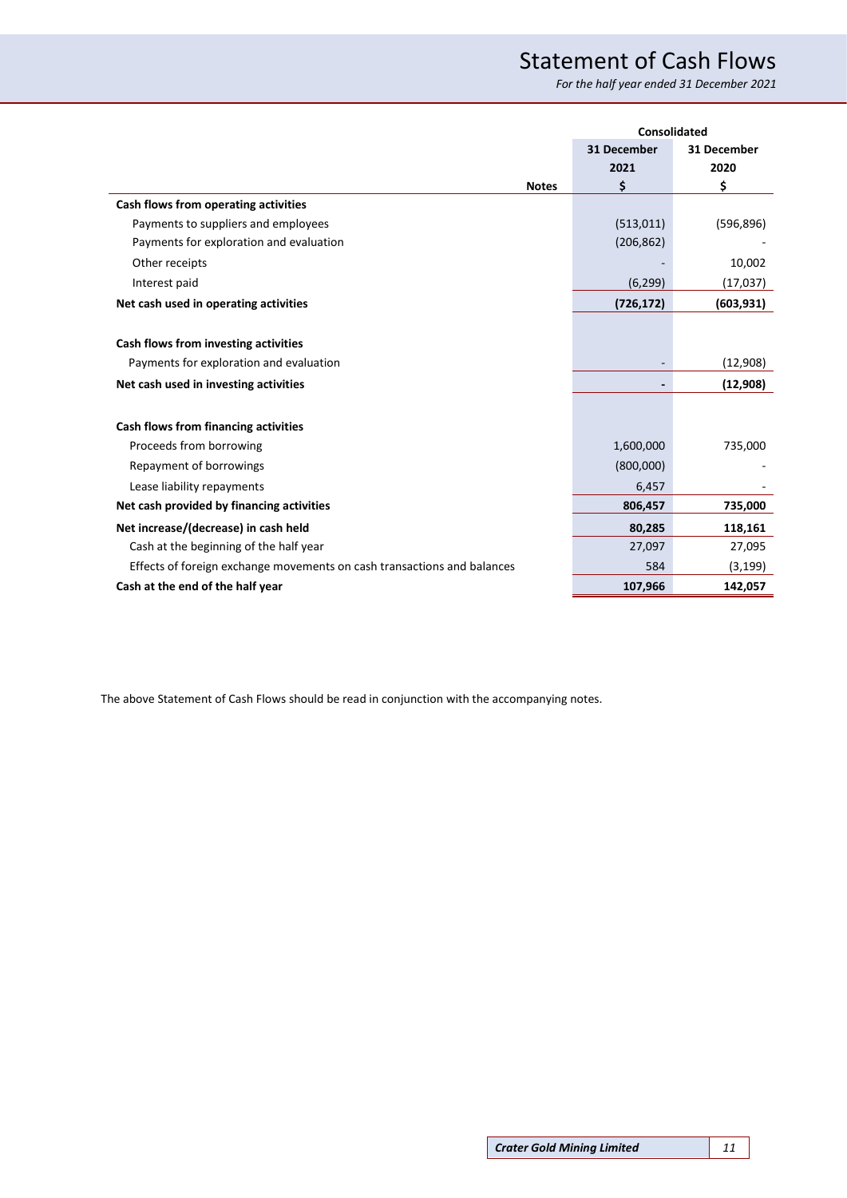# Statement of Cash Flows

*For the half year ended 31 December 2021*

| | Notes | Consolidated | |
|---|---|---|---|
| | | 31 December 2021 | 31 December 2020 |
| | | $ | $ |
| **Cash flows from operating activities** | | | |
| Payments to suppliers and employees | | (513,011) | (596,896) |
| Payments for exploration and evaluation | | (206,862) | - |
| Other receipts | | - | 10,002 |
| Interest paid | | (6,299) | (17,037) |
| **Net cash used in operating activities** | | **(726,172)** | **(603,931)** |
| | | | |
| **Cash flows from investing activities** | | | |
| Payments for exploration and evaluation | | - | (12,908) |
| **Net cash used in investing activities** | | **-** | **(12,908)** |
| | | | |
| **Cash flows from financing activities** | | | |
| Proceeds from borrowing | | 1,600,000 | 735,000 |
| Repayment of borrowings | | (800,000) | - |
| Lease liability repayments | | 6,457 | - |
| **Net cash provided by financing activities** | | **806,457** | **735,000** |
| **Net increase/(decrease) in cash held** | | **80,285** | **118,161** |
| Cash at the beginning of the half year | | 27,097 | 27,095 |
| Effects of foreign exchange movements on cash transactions and balances | | 584 | (3,199) |
| **Cash at the end of the half year** | | **107,966** | **142,057** |

The above Statement of Cash Flows should be read in conjunction with the accompanying notes.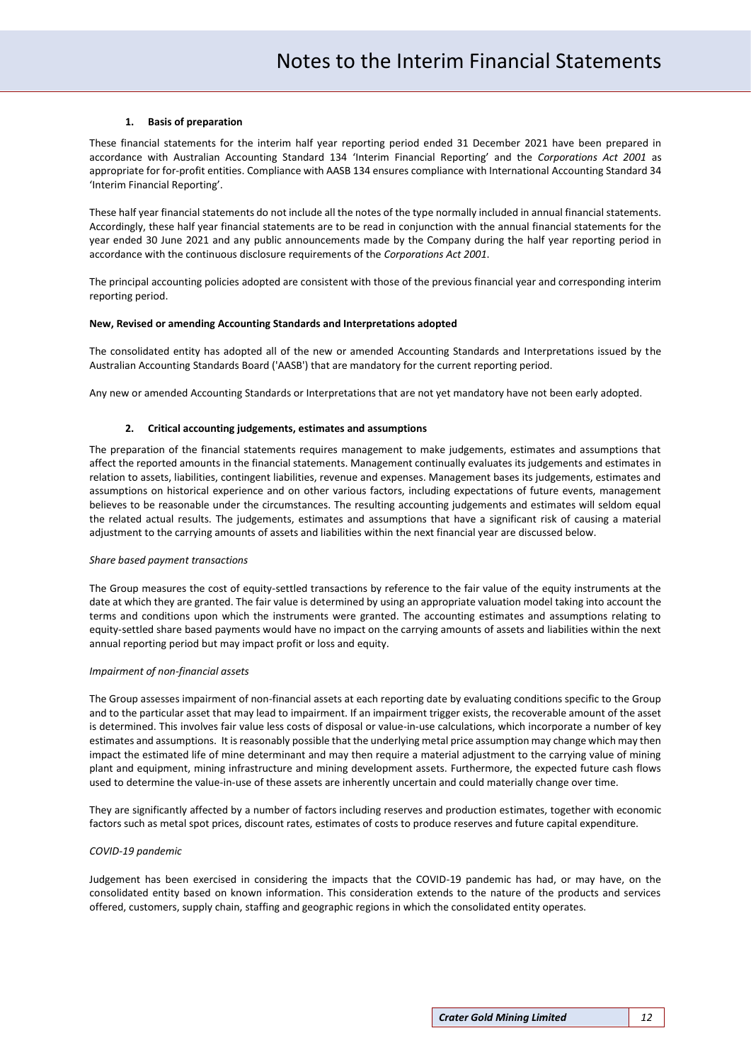# Notes to the Interim Financial Statements

## 1. Basis of preparation

These financial statements for the interim half year reporting period ended 31 December 2021 have been prepared in accordance with Australian Accounting Standard 134 'Interim Financial Reporting' and the *Corporations Act 2001* as appropriate for for-profit entities. Compliance with AASB 134 ensures compliance with International Accounting Standard 34 'Interim Financial Reporting'.

These half year financial statements do not include all the notes of the type normally included in annual financial statements. Accordingly, these half year financial statements are to be read in conjunction with the annual financial statements for the year ended 30 June 2021 and any public announcements made by the Company during the half year reporting period in accordance with the continuous disclosure requirements of the *Corporations Act 2001*.

The principal accounting policies adopted are consistent with those of the previous financial year and corresponding interim reporting period.

**New, Revised or amending Accounting Standards and Interpretations adopted**

The consolidated entity has adopted all of the new or amended Accounting Standards and Interpretations issued by the Australian Accounting Standards Board ('AASB') that are mandatory for the current reporting period.

Any new or amended Accounting Standards or Interpretations that are not yet mandatory have not been early adopted.

## 2. Critical accounting judgements, estimates and assumptions

The preparation of the financial statements requires management to make judgements, estimates and assumptions that affect the reported amounts in the financial statements. Management continually evaluates its judgements and estimates in relation to assets, liabilities, contingent liabilities, revenue and expenses. Management bases its judgements, estimates and assumptions on historical experience and on other various factors, including expectations of future events, management believes to be reasonable under the circumstances. The resulting accounting judgements and estimates will seldom equal the related actual results. The judgements, estimates and assumptions that have a significant risk of causing a material adjustment to the carrying amounts of assets and liabilities within the next financial year are discussed below.

*Share based payment transactions*

The Group measures the cost of equity-settled transactions by reference to the fair value of the equity instruments at the date at which they are granted. The fair value is determined by using an appropriate valuation model taking into account the terms and conditions upon which the instruments were granted. The accounting estimates and assumptions relating to equity-settled share based payments would have no impact on the carrying amounts of assets and liabilities within the next annual reporting period but may impact profit or loss and equity.

*Impairment of non-financial assets*

The Group assesses impairment of non-financial assets at each reporting date by evaluating conditions specific to the Group and to the particular asset that may lead to impairment. If an impairment trigger exists, the recoverable amount of the asset is determined. This involves fair value less costs of disposal or value-in-use calculations, which incorporate a number of key estimates and assumptions. It is reasonably possible that the underlying metal price assumption may change which may then impact the estimated life of mine determinant and may then require a material adjustment to the carrying value of mining plant and equipment, mining infrastructure and mining development assets. Furthermore, the expected future cash flows used to determine the value-in-use of these assets are inherently uncertain and could materially change over time.

They are significantly affected by a number of factors including reserves and production estimates, together with economic factors such as metal spot prices, discount rates, estimates of costs to produce reserves and future capital expenditure.

*COVID-19 pandemic*

Judgement has been exercised in considering the impacts that the COVID-19 pandemic has had, or may have, on the consolidated entity based on known information. This consideration extends to the nature of the products and services offered, customers, supply chain, staffing and geographic regions in which the consolidated entity operates.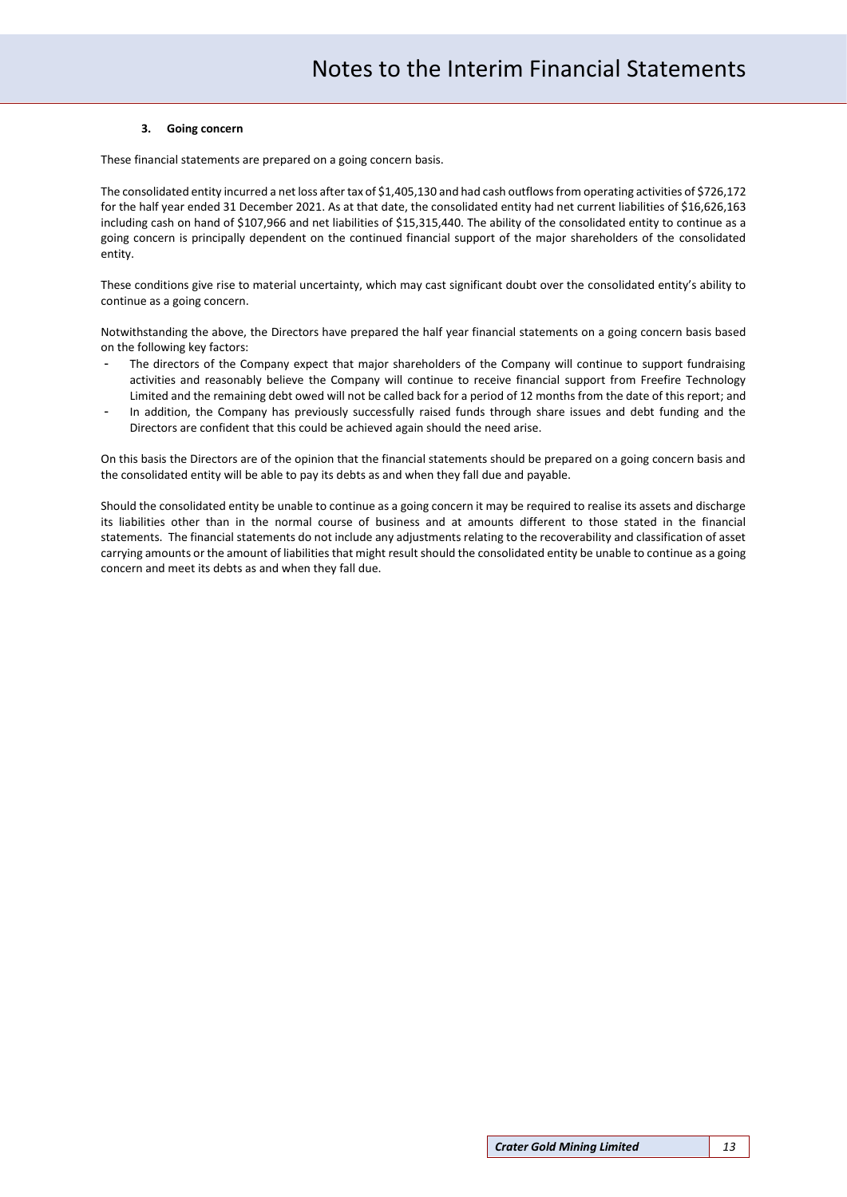### 3. Going concern

These financial statements are prepared on a going concern basis.

The consolidated entity incurred a net loss after tax of $1,405,130 and had cash outflows from operating activities of $726,172 for the half year ended 31 December 2021. As at that date, the consolidated entity had net current liabilities of $16,626,163 including cash on hand of $107,966 and net liabilities of $15,315,440. The ability of the consolidated entity to continue as a going concern is principally dependent on the continued financial support of the major shareholders of the consolidated entity.

These conditions give rise to material uncertainty, which may cast significant doubt over the consolidated entity's ability to continue as a going concern.

Notwithstanding the above, the Directors have prepared the half year financial statements on a going concern basis based on the following key factors:

- The directors of the Company expect that major shareholders of the Company will continue to support fundraising activities and reasonably believe the Company will continue to receive financial support from Freefire Technology Limited and the remaining debt owed will not be called back for a period of 12 months from the date of this report; and
- In addition, the Company has previously successfully raised funds through share issues and debt funding and the Directors are confident that this could be achieved again should the need arise.

On this basis the Directors are of the opinion that the financial statements should be prepared on a going concern basis and the consolidated entity will be able to pay its debts as and when they fall due and payable.

Should the consolidated entity be unable to continue as a going concern it may be required to realise its assets and discharge its liabilities other than in the normal course of business and at amounts different to those stated in the financial statements. The financial statements do not include any adjustments relating to the recoverability and classification of asset carrying amounts or the amount of liabilities that might result should the consolidated entity be unable to continue as a going concern and meet its debts as and when they fall due.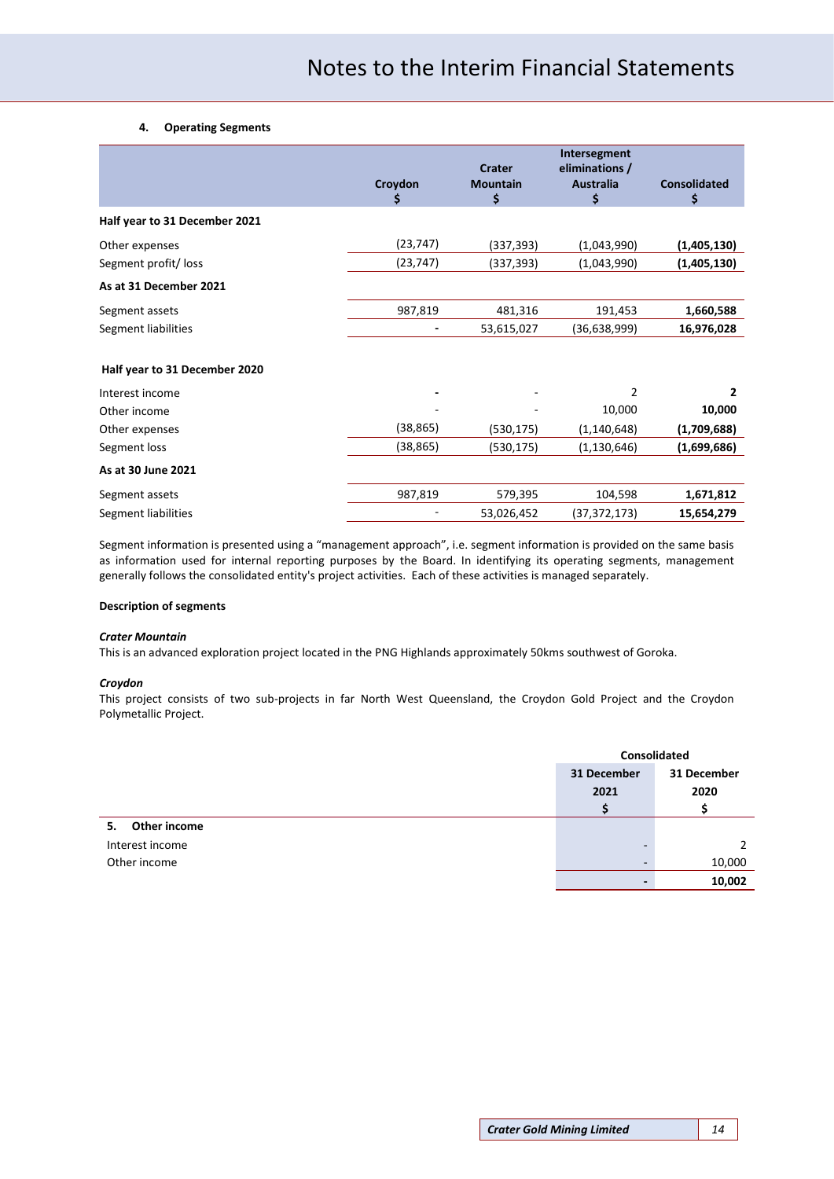### 4. Operating Segments

| | Croydon $ | Crater Mountain $ | Intersegment eliminations / Australia $ | Consolidated $ |
|---|---|---|---|---|
| **Half year to 31 December 2021** | | | | |
| Other expenses | (23,747) | (337,393) | (1,043,990) | **(1,405,130)** |
| Segment profit/ loss | (23,747) | (337,393) | (1,043,990) | **(1,405,130)** |
| **As at 31 December 2021** | | | | |
| Segment assets | 987,819 | 481,316 | 191,453 | **1,660,588** |
| Segment liabilities | - | 53,615,027 | (36,638,999) | **16,976,028** |
| **Half year to 31 December 2020** | | | | |
| Interest income | - | - | 2 | **2** |
| Other income | - | - | 10,000 | **10,000** |
| Other expenses | (38,865) | (530,175) | (1,140,648) | **(1,709,688)** |
| Segment loss | (38,865) | (530,175) | (1,130,646) | **(1,699,686)** |
| **As at 30 June 2021** | | | | |
| Segment assets | 987,819 | 579,395 | 104,598 | **1,671,812** |
| Segment liabilities | - | 53,026,452 | (37,372,173) | **15,654,279** |

Segment information is presented using a "management approach", i.e. segment information is provided on the same basis as information used for internal reporting purposes by the Board. In identifying its operating segments, management generally follows the consolidated entity's project activities. Each of these activities is managed separately.

**Description of segments**

***Crater Mountain***

This is an advanced exploration project located in the PNG Highlands approximately 50kms southwest of Goroka.

***Croydon***

This project consists of two sub-projects in far North West Queensland, the Croydon Gold Project and the Croydon Polymetallic Project.

| | Consolidated | |
|---|---|---|
| | 31 December 2021 $ | 31 December 2020 $ |
| **5. Other income** | | |
| Interest income | - | 2 |
| Other income | - | 10,000 |
| | **-** | **10,002** |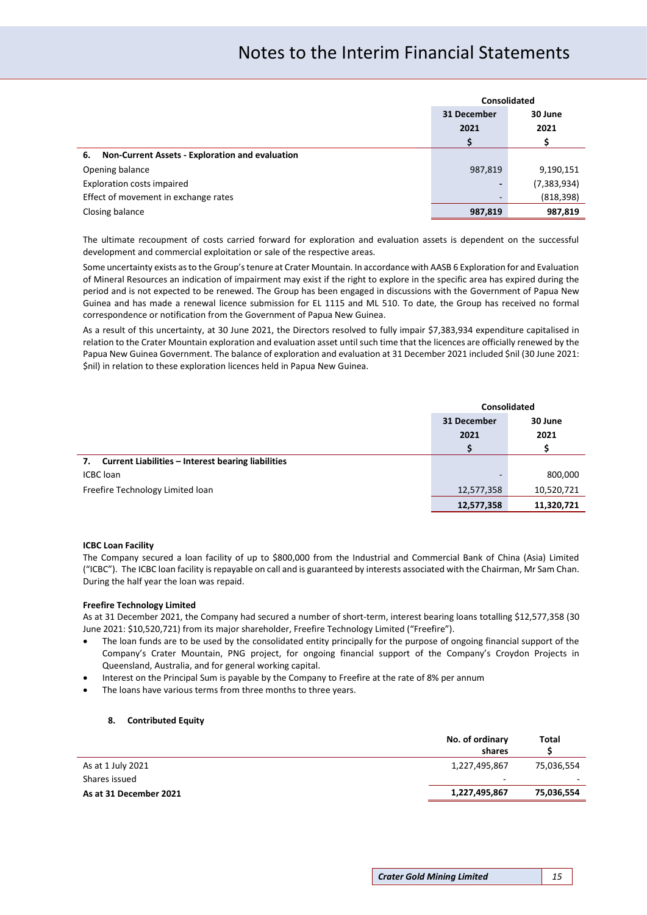# Notes to the Interim Financial Statements

| | Consolidated | |
|---|---|---|
| | 31 December 2021 | 30 June 2021 |
| | $ | $ |
| **6. Non-Current Assets - Exploration and evaluation** | | |
| Opening balance | 987,819 | 9,190,151 |
| Exploration costs impaired | - | (7,383,934) |
| Effect of movement in exchange rates | - | (818,398) |
| Closing balance | **987,819** | **987,819** |

The ultimate recoupment of costs carried forward for exploration and evaluation assets is dependent on the successful development and commercial exploitation or sale of the respective areas.

Some uncertainty exists as to the Group's tenure at Crater Mountain. In accordance with AASB 6 Exploration for and Evaluation of Mineral Resources an indication of impairment may exist if the right to explore in the specific area has expired during the period and is not expected to be renewed. The Group has been engaged in discussions with the Government of Papua New Guinea and has made a renewal licence submission for EL 1115 and ML 510. To date, the Group has received no formal correspondence or notification from the Government of Papua New Guinea.

As a result of this uncertainty, at 30 June 2021, the Directors resolved to fully impair $7,383,934 expenditure capitalised in relation to the Crater Mountain exploration and evaluation asset until such time that the licences are officially renewed by the Papua New Guinea Government. The balance of exploration and evaluation at 31 December 2021 included $nil (30 June 2021: $nil) in relation to these exploration licences held in Papua New Guinea.

| | Consolidated | |
|---|---|---|
| | 31 December 2021 | 30 June 2021 |
| | $ | $ |
| **7. Current Liabilities – Interest bearing liabilities** | | |
| ICBC loan | - | 800,000 |
| Freefire Technology Limited loan | 12,577,358 | 10,520,721 |
| | **12,577,358** | **11,320,721** |

**ICBC Loan Facility**

The Company secured a loan facility of up to $800,000 from the Industrial and Commercial Bank of China (Asia) Limited ("ICBC"). The ICBC loan facility is repayable on call and is guaranteed by interests associated with the Chairman, Mr Sam Chan. During the half year the loan was repaid.

**Freefire Technology Limited**

As at 31 December 2021, the Company had secured a number of short-term, interest bearing loans totalling $12,577,358 (30 June 2021: $10,520,721) from its major shareholder, Freefire Technology Limited ("Freefire").

- The loan funds are to be used by the consolidated entity principally for the purpose of ongoing financial support of the Company's Crater Mountain, PNG project, for ongoing financial support of the Company's Croydon Projects in Queensland, Australia, and for general working capital.
- Interest on the Principal Sum is payable by the Company to Freefire at the rate of 8% per annum
- The loans have various terms from three months to three years.

**8. Contributed Equity**

| | No. of ordinary shares | Total $ |
|---|---|---|
| As at 1 July 2021 | 1,227,495,867 | 75,036,554 |
| Shares issued | - | - |
| **As at 31 December 2021** | **1,227,495,867** | **75,036,554** |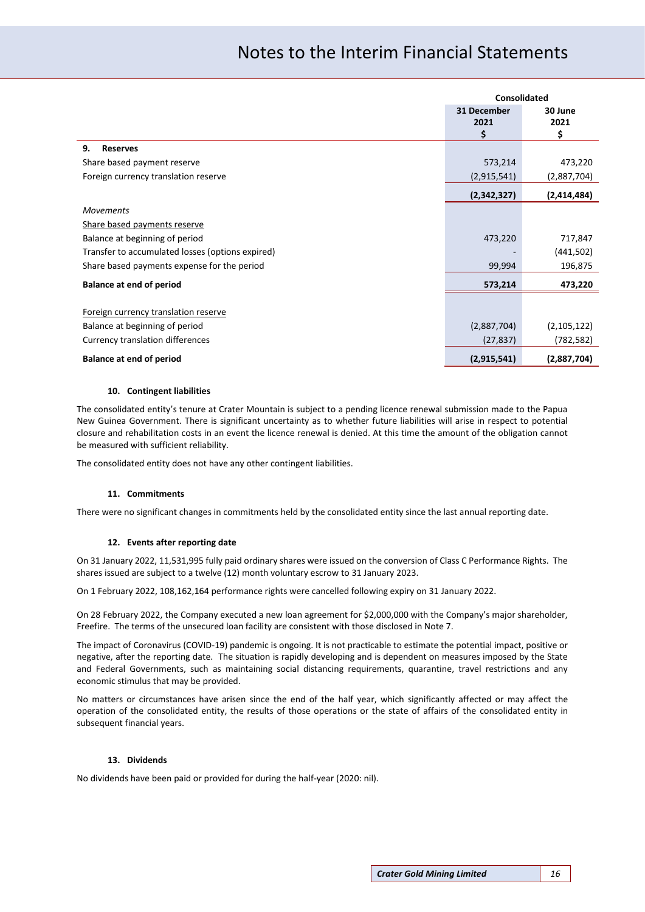# Notes to the Interim Financial Statements

| | Consolidated | |
|---|---|---|
| | 31 December 2021 $ | 30 June 2021 $ |
| **9. Reserves** | | |
| Share based payment reserve | 573,214 | 473,220 |
| Foreign currency translation reserve | (2,915,541) | (2,887,704) |
| | **(2,342,327)** | **(2,414,484)** |
| *Movements* | | |
| Share based payments reserve | | |
| Balance at beginning of period | 473,220 | 717,847 |
| Transfer to accumulated losses (options expired) | - | (441,502) |
| Share based payments expense for the period | 99,994 | 196,875 |
| **Balance at end of period** | **573,214** | **473,220** |
| | | |
| Foreign currency translation reserve | | |
| Balance at beginning of period | (2,887,704) | (2,105,122) |
| Currency translation differences | (27,837) | (782,582) |
| **Balance at end of period** | **(2,915,541)** | **(2,887,704)** |

### 10. Contingent liabilities

The consolidated entity's tenure at Crater Mountain is subject to a pending licence renewal submission made to the Papua New Guinea Government. There is significant uncertainty as to whether future liabilities will arise in respect to potential closure and rehabilitation costs in an event the licence renewal is denied. At this time the amount of the obligation cannot be measured with sufficient reliability.

The consolidated entity does not have any other contingent liabilities.

### 11. Commitments

There were no significant changes in commitments held by the consolidated entity since the last annual reporting date.

### 12. Events after reporting date

On 31 January 2022, 11,531,995 fully paid ordinary shares were issued on the conversion of Class C Performance Rights. The shares issued are subject to a twelve (12) month voluntary escrow to 31 January 2023.

On 1 February 2022, 108,162,164 performance rights were cancelled following expiry on 31 January 2022.

On 28 February 2022, the Company executed a new loan agreement for $2,000,000 with the Company's major shareholder, Freefire. The terms of the unsecured loan facility are consistent with those disclosed in Note 7.

The impact of Coronavirus (COVID-19) pandemic is ongoing. It is not practicable to estimate the potential impact, positive or negative, after the reporting date. The situation is rapidly developing and is dependent on measures imposed by the State and Federal Governments, such as maintaining social distancing requirements, quarantine, travel restrictions and any economic stimulus that may be provided.

No matters or circumstances have arisen since the end of the half year, which significantly affected or may affect the operation of the consolidated entity, the results of those operations or the state of affairs of the consolidated entity in subsequent financial years.

### 13. Dividends

No dividends have been paid or provided for during the half-year (2020: nil).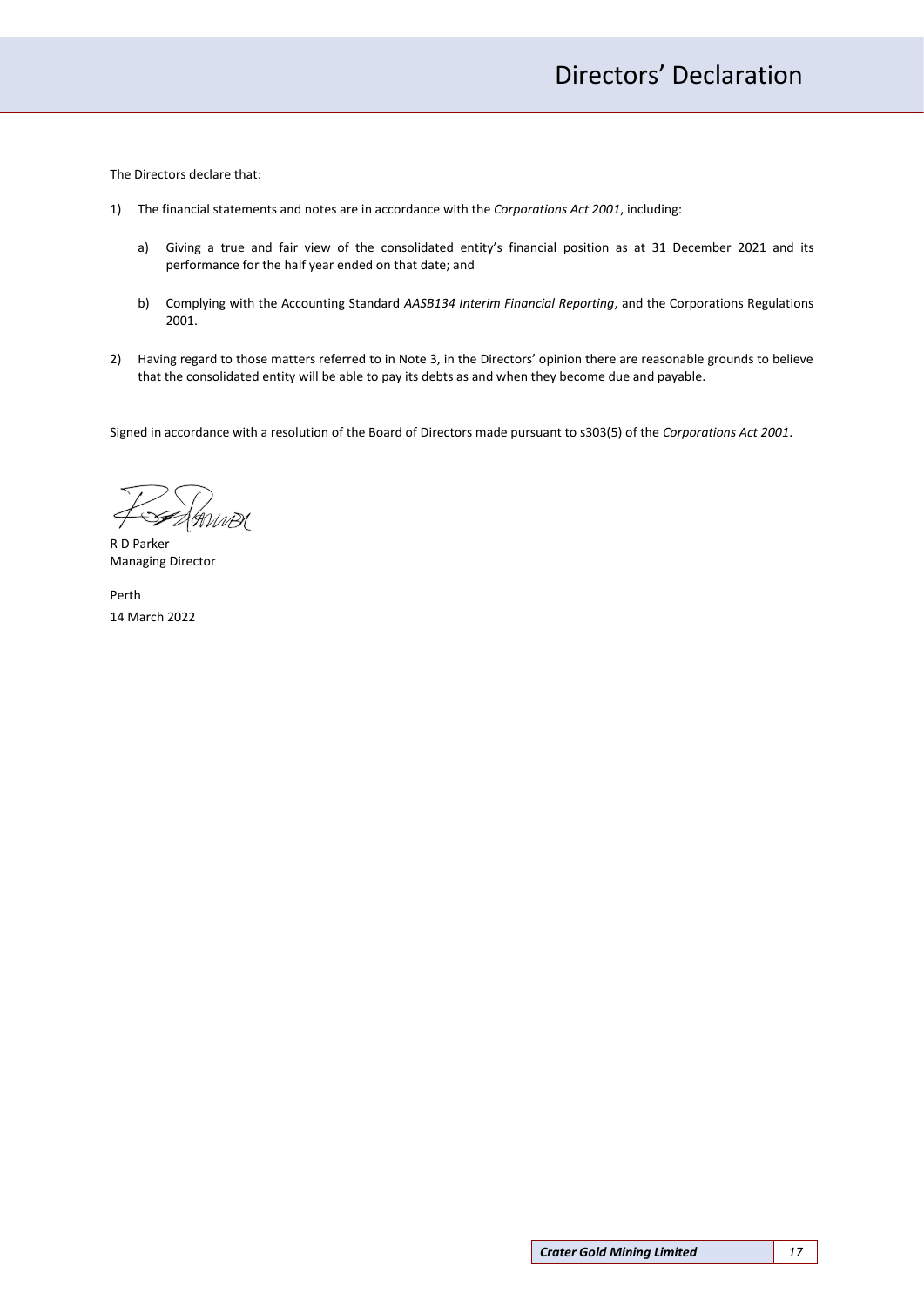# Directors' Declaration

The Directors declare that:

1) The financial statements and notes are in accordance with the *Corporations Act 2001*, including:

   a) Giving a true and fair view of the consolidated entity's financial position as at 31 December 2021 and its performance for the half year ended on that date; and

   b) Complying with the Accounting Standard *AASB134 Interim Financial Reporting*, and the Corporations Regulations 2001.

2) Having regard to those matters referred to in Note 3, in the Directors' opinion there are reasonable grounds to believe that the consolidated entity will be able to pay its debts as and when they become due and payable.

Signed in accordance with a resolution of the Board of Directors made pursuant to s303(5) of the *Corporations Act 2001*.

R D Parker
Managing Director

Perth
14 March 2022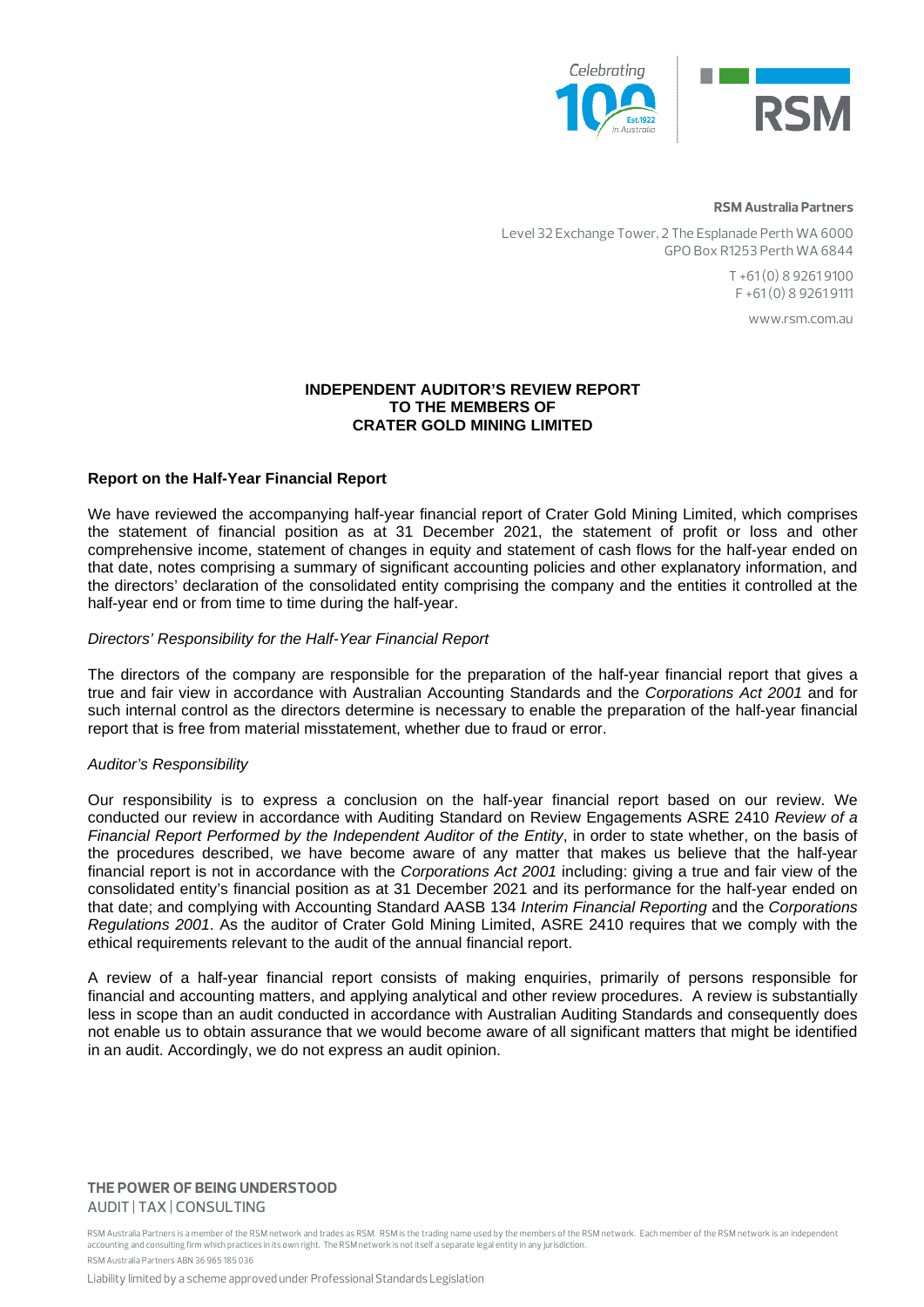**RSM Australia Partners**

Level 32 Exchange Tower, 2 The Esplanade Perth WA 6000
GPO Box R1253 Perth WA 6844

T +61 (0) 8 9261 9100
F +61 (0) 8 9261 9111

www.rsm.com.au

**INDEPENDENT AUDITOR'S REVIEW REPORT
TO THE MEMBERS OF
CRATER GOLD MINING LIMITED**

**Report on the Half-Year Financial Report**

We have reviewed the accompanying half-year financial report of Crater Gold Mining Limited, which comprises the statement of financial position as at 31 December 2021, the statement of profit or loss and other comprehensive income, statement of changes in equity and statement of cash flows for the half-year ended on that date, notes comprising a summary of significant accounting policies and other explanatory information, and the directors' declaration of the consolidated entity comprising the company and the entities it controlled at the half-year end or from time to time during the half-year.

*Directors' Responsibility for the Half-Year Financial Report*

The directors of the company are responsible for the preparation of the half-year financial report that gives a true and fair view in accordance with Australian Accounting Standards and the *Corporations Act 2001* and for such internal control as the directors determine is necessary to enable the preparation of the half-year financial report that is free from material misstatement, whether due to fraud or error.

*Auditor's Responsibility*

Our responsibility is to express a conclusion on the half-year financial report based on our review. We conducted our review in accordance with Auditing Standard on Review Engagements ASRE 2410 *Review of a Financial Report Performed by the Independent Auditor of the Entity*, in order to state whether, on the basis of the procedures described, we have become aware of any matter that makes us believe that the half-year financial report is not in accordance with the *Corporations Act 2001* including: giving a true and fair view of the consolidated entity's financial position as at 31 December 2021 and its performance for the half-year ended on that date; and complying with Accounting Standard AASB 134 *Interim Financial Reporting* and the *Corporations Regulations 2001*. As the auditor of Crater Gold Mining Limited, ASRE 2410 requires that we comply with the ethical requirements relevant to the audit of the annual financial report.

A review of a half-year financial report consists of making enquiries, primarily of persons responsible for financial and accounting matters, and applying analytical and other review procedures. A review is substantially less in scope than an audit conducted in accordance with Australian Auditing Standards and consequently does not enable us to obtain assurance that we would become aware of all significant matters that might be identified in an audit. Accordingly, we do not express an audit opinion.

**THE POWER OF BEING UNDERSTOOD**
AUDIT | TAX | CONSULTING

RSM Australia Partners is a member of the RSM network and trades as RSM. RSM is the trading name used by the members of the RSM network. Each member of the RSM network is an independent accounting and consulting firm which practices in its own right. The RSM network is not itself a separate legal entity in any jurisdiction.

RSM Australia Partners ABN 36 965 185 036

Liability limited by a scheme approved under Professional Standards Legislation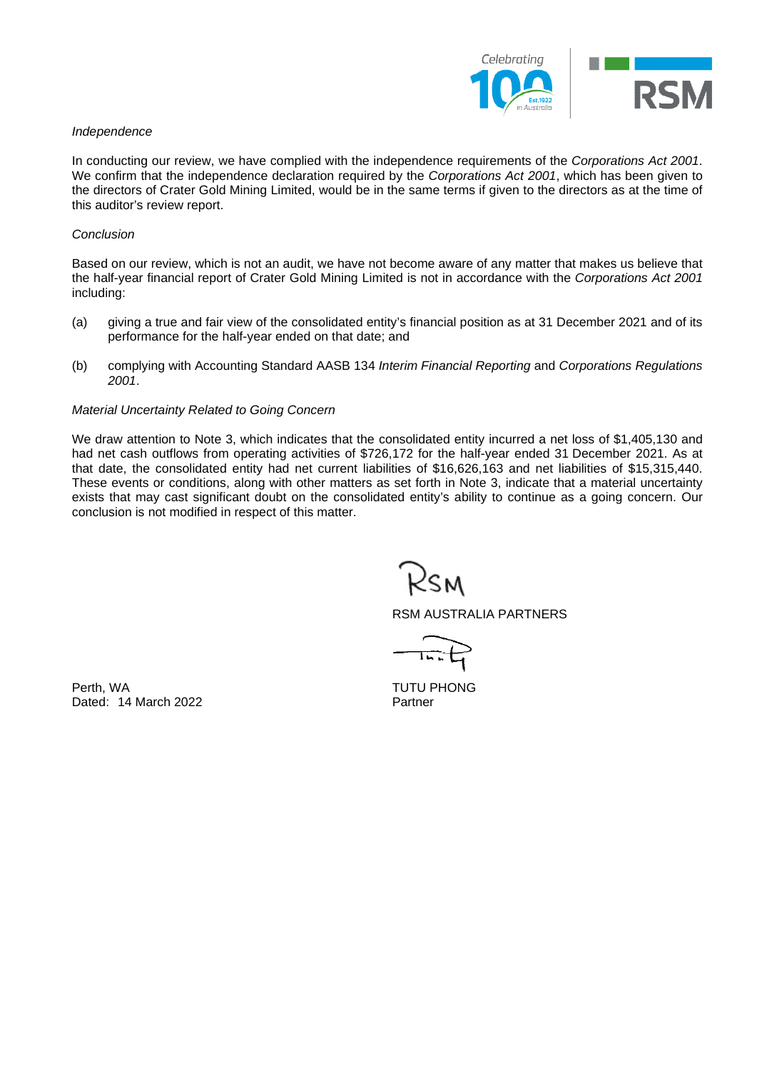*Independence*

In conducting our review, we have complied with the independence requirements of the *Corporations Act 2001*. We confirm that the independence declaration required by the *Corporations Act 2001*, which has been given to the directors of Crater Gold Mining Limited, would be in the same terms if given to the directors as at the time of this auditor's review report.

*Conclusion*

Based on our review, which is not an audit, we have not become aware of any matter that makes us believe that the half-year financial report of Crater Gold Mining Limited is not in accordance with the *Corporations Act 2001* including:

(a) giving a true and fair view of the consolidated entity's financial position as at 31 December 2021 and of its performance for the half-year ended on that date; and

(b) complying with Accounting Standard AASB 134 *Interim Financial Reporting* and *Corporations Regulations 2001*.

*Material Uncertainty Related to Going Concern*

We draw attention to Note 3, which indicates that the consolidated entity incurred a net loss of $1,405,130 and had net cash outflows from operating activities of $726,172 for the half-year ended 31 December 2021. As at that date, the consolidated entity had net current liabilities of $16,626,163 and net liabilities of $15,315,440. These events or conditions, along with other matters as set forth in Note 3, indicate that a material uncertainty exists that may cast significant doubt on the consolidated entity's ability to continue as a going concern. Our conclusion is not modified in respect of this matter.

RSM AUSTRALIA PARTNERS

TUTU PHONG
Partner

Perth, WA
Dated: 14 March 2022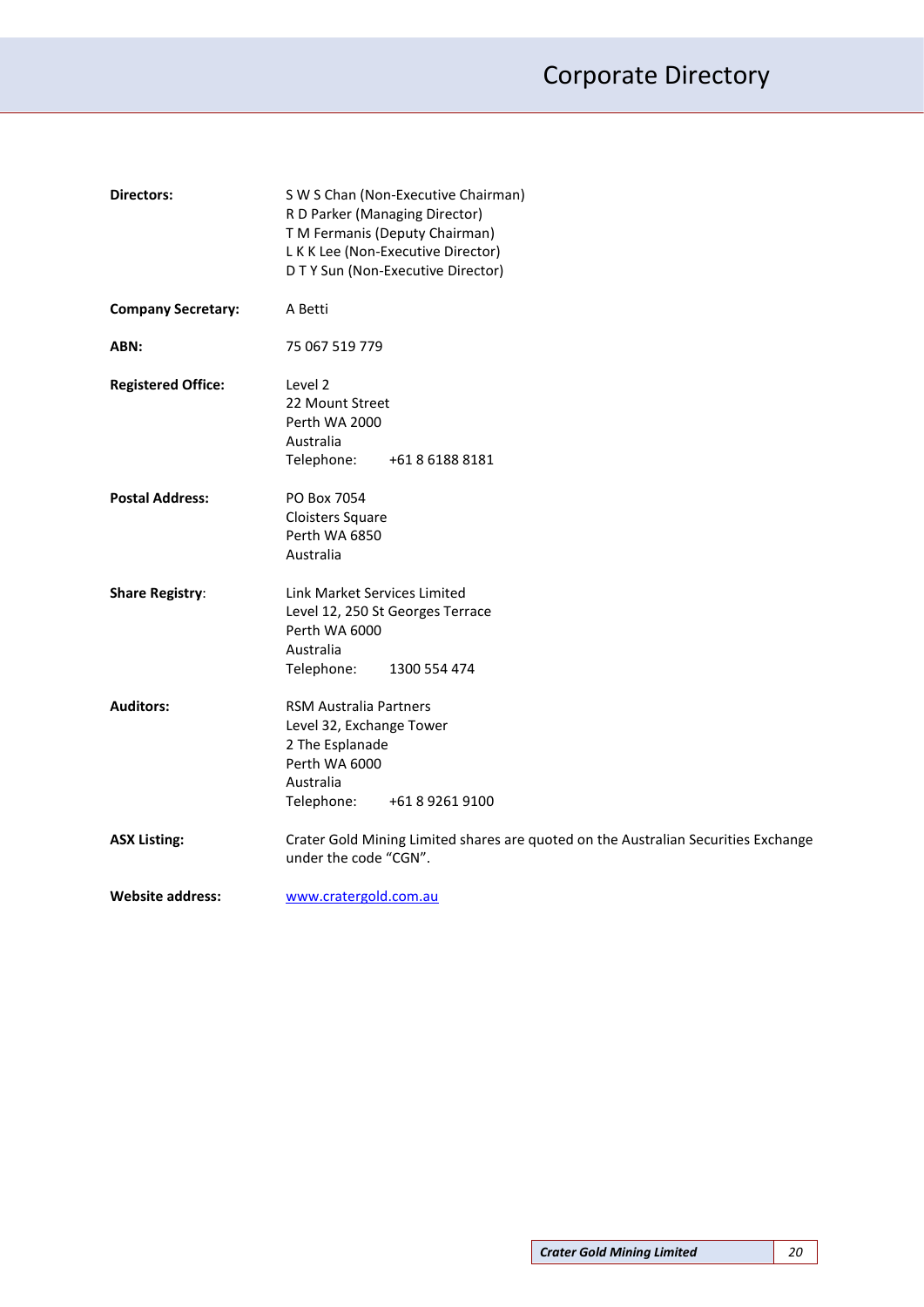# Corporate Directory

**Directors:**
S W S Chan (Non-Executive Chairman)
R D Parker (Managing Director)
T M Fermanis (Deputy Chairman)
L K K Lee (Non-Executive Director)
D T Y Sun (Non-Executive Director)

**Company Secretary:**
A Betti

**ABN:**
75 067 519 779

**Registered Office:**
Level 2
22 Mount Street
Perth WA 2000
Australia
Telephone: +61 8 6188 8181

**Postal Address:**
PO Box 7054
Cloisters Square
Perth WA 6850
Australia

**Share Registry**:
Link Market Services Limited
Level 12, 250 St Georges Terrace
Perth WA 6000
Australia
Telephone: 1300 554 474

**Auditors:**
RSM Australia Partners
Level 32, Exchange Tower
2 The Esplanade
Perth WA 6000
Australia
Telephone: +61 8 9261 9100

**ASX Listing:**
Crater Gold Mining Limited shares are quoted on the Australian Securities Exchange under the code "CGN".

**Website address:**
www.cratergold.com.au